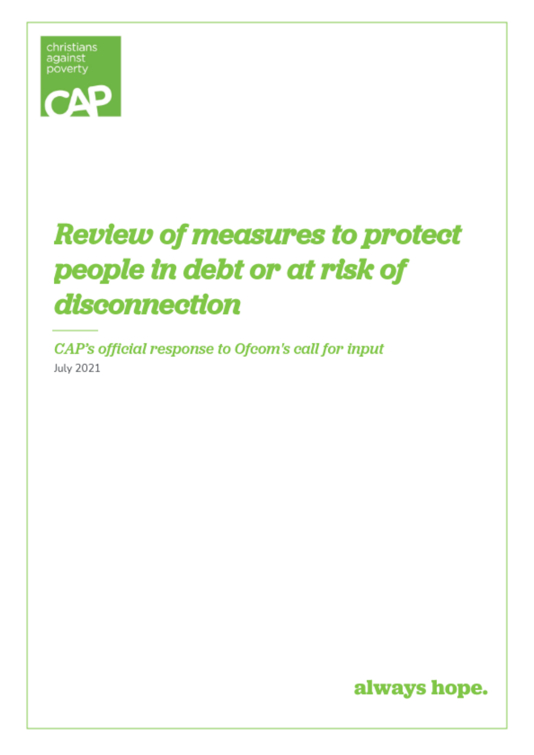christians against poverty

CAP

# Review of measures to protect people in debt or at risk of disconnection

*CAP's official response to Ofcom's call for input*

July 2021

always hope.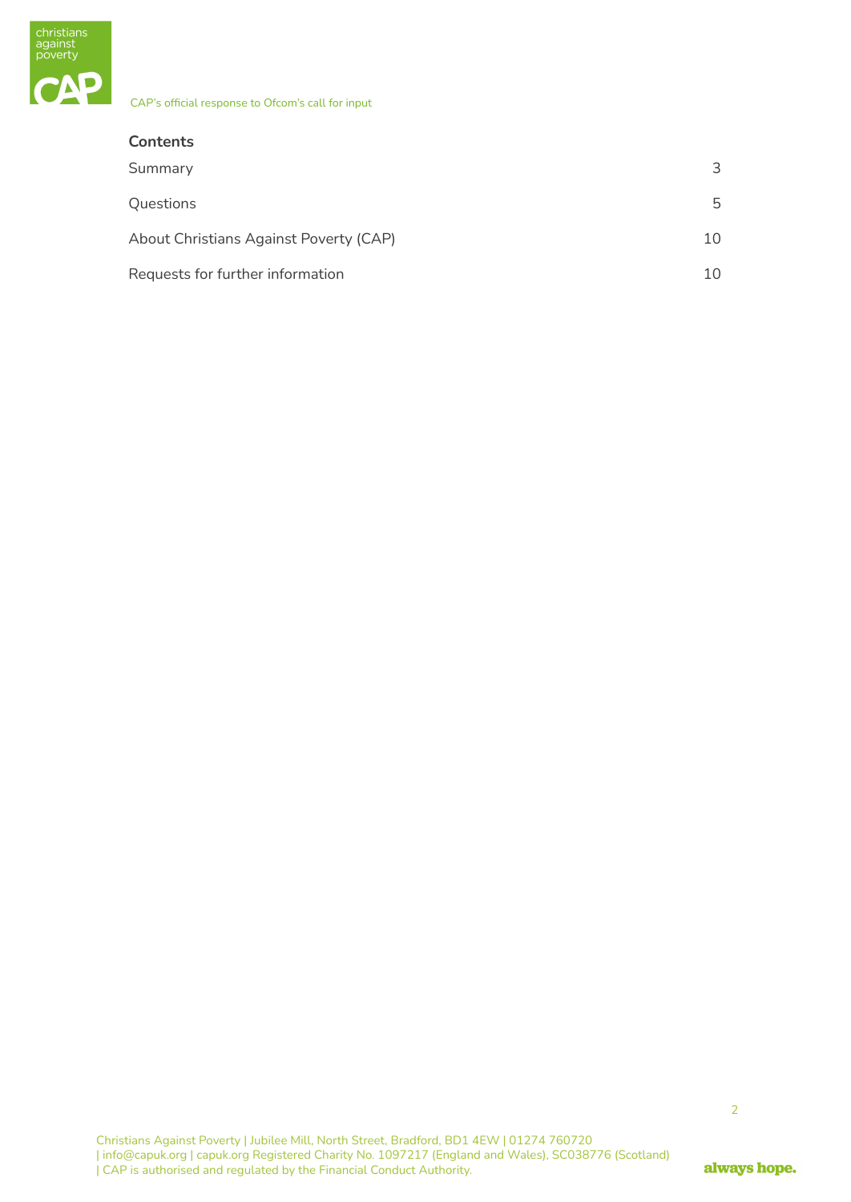**Contents**

| | |
|---|---|
| Summary | 3 |
| Questions | 5 |
| About Christians Against Poverty (CAP) | 10 |
| Requests for further information | 10 |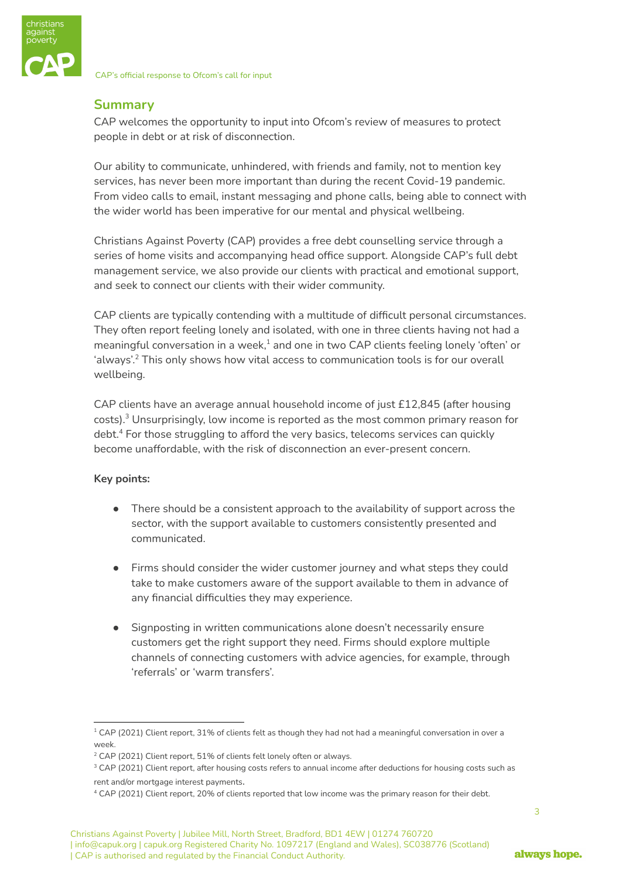## Summary

CAP welcomes the opportunity to input into Ofcom's review of measures to protect people in debt or at risk of disconnection.

Our ability to communicate, unhindered, with friends and family, not to mention key services, has never been more important than during the recent Covid-19 pandemic. From video calls to email, instant messaging and phone calls, being able to connect with the wider world has been imperative for our mental and physical wellbeing.

Christians Against Poverty (CAP) provides a free debt counselling service through a series of home visits and accompanying head office support. Alongside CAP's full debt management service, we also provide our clients with practical and emotional support, and seek to connect our clients with their wider community.

CAP clients are typically contending with a multitude of difficult personal circumstances. They often report feeling lonely and isolated, with one in three clients having not had a meaningful conversation in a week,[1] and one in two CAP clients feeling lonely 'often' or 'always'.[2] This only shows how vital access to communication tools is for our overall wellbeing.

CAP clients have an average annual household income of just £12,845 (after housing costs).[3] Unsurprisingly, low income is reported as the most common primary reason for debt.[4] For those struggling to afford the very basics, telecoms services can quickly become unaffordable, with the risk of disconnection an ever-present concern.

**Key points:**

- There should be a consistent approach to the availability of support across the sector, with the support available to customers consistently presented and communicated.
- Firms should consider the wider customer journey and what steps they could take to make customers aware of the support available to them in advance of any financial difficulties they may experience.
- Signposting in written communications alone doesn't necessarily ensure customers get the right support they need. Firms should explore multiple channels of connecting customers with advice agencies, for example, through 'referrals' or 'warm transfers'.

---

[1] CAP (2021) Client report, 31% of clients felt as though they had not had a meaningful conversation in over a week.

[2] CAP (2021) Client report, 51% of clients felt lonely often or always.

[3] CAP (2021) Client report, after housing costs refers to annual income after deductions for housing costs such as rent and/or mortgage interest payments.

[4] CAP (2021) Client report, 20% of clients reported that low income was the primary reason for their debt.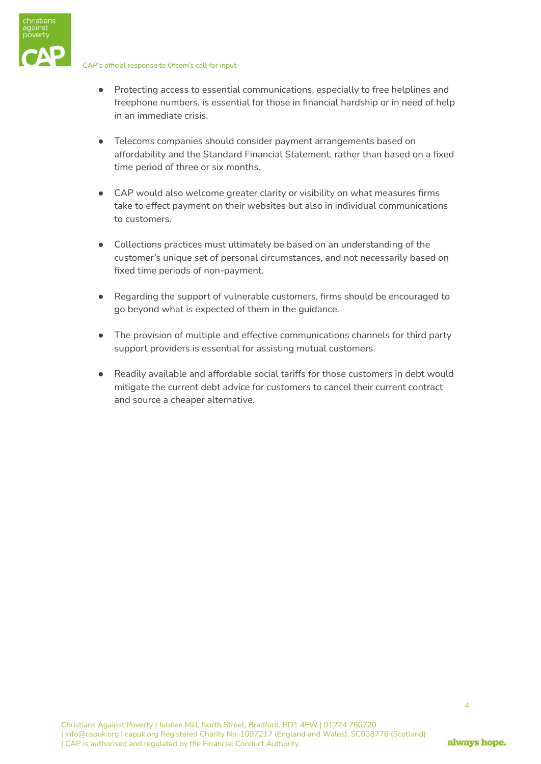- Protecting access to essential communications, especially to free helplines and freephone numbers, is essential for those in financial hardship or in need of help in an immediate crisis.

- Telecoms companies should consider payment arrangements based on affordability and the Standard Financial Statement, rather than based on a fixed time period of three or six months.

- CAP would also welcome greater clarity or visibility on what measures firms take to effect payment on their websites but also in individual communications to customers.

- Collections practices must ultimately be based on an understanding of the customer's unique set of personal circumstances, and not necessarily based on fixed time periods of non-payment.

- Regarding the support of vulnerable customers, firms should be encouraged to go beyond what is expected of them in the guidance.

- The provision of multiple and effective communications channels for third party support providers is essential for assisting mutual customers.

- Readily available and affordable social tariffs for those customers in debt would mitigate the current debt advice for customers to cancel their current contract and source a cheaper alternative.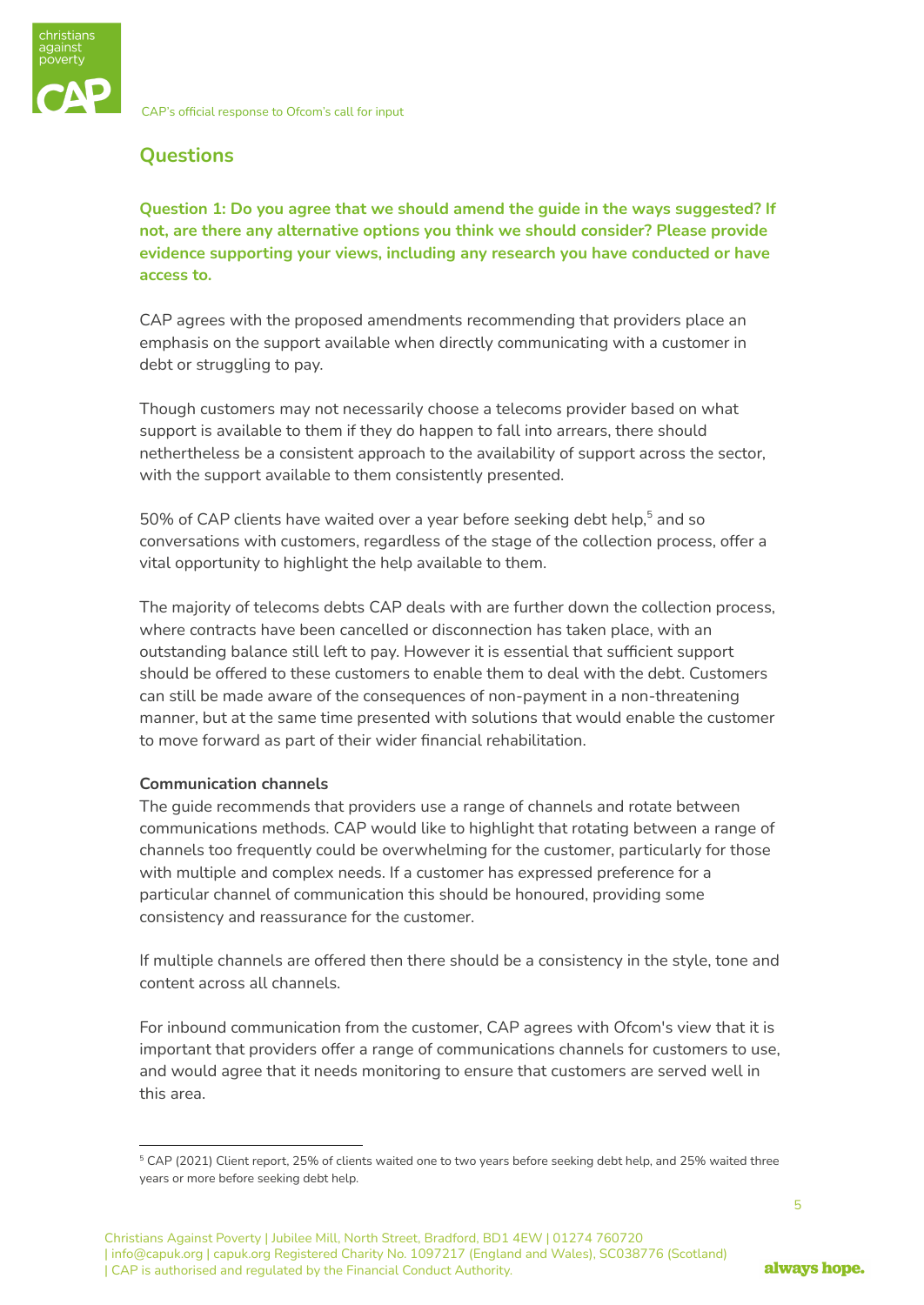## Questions

**Question 1: Do you agree that we should amend the guide in the ways suggested? If not, are there any alternative options you think we should consider? Please provide evidence supporting your views, including any research you have conducted or have access to.**

CAP agrees with the proposed amendments recommending that providers place an emphasis on the support available when directly communicating with a customer in debt or struggling to pay.

Though customers may not necessarily choose a telecoms provider based on what support is available to them if they do happen to fall into arrears, there should nethertheless be a consistent approach to the availability of support across the sector, with the support available to them consistently presented.

50% of CAP clients have waited over a year before seeking debt help,[5] and so conversations with customers, regardless of the stage of the collection process, offer a vital opportunity to highlight the help available to them.

The majority of telecoms debts CAP deals with are further down the collection process, where contracts have been cancelled or disconnection has taken place, with an outstanding balance still left to pay. However it is essential that sufficient support should be offered to these customers to enable them to deal with the debt. Customers can still be made aware of the consequences of non-payment in a non-threatening manner, but at the same time presented with solutions that would enable the customer to move forward as part of their wider financial rehabilitation.

**Communication channels**

The guide recommends that providers use a range of channels and rotate between communications methods. CAP would like to highlight that rotating between a range of channels too frequently could be overwhelming for the customer, particularly for those with multiple and complex needs. If a customer has expressed preference for a particular channel of communication this should be honoured, providing some consistency and reassurance for the customer.

If multiple channels are offered then there should be a consistency in the style, tone and content across all channels.

For inbound communication from the customer, CAP agrees with Ofcom's view that it is important that providers offer a range of communications channels for customers to use, and would agree that it needs monitoring to ensure that customers are served well in this area.

[5] CAP (2021) Client report, 25% of clients waited one to two years before seeking debt help, and 25% waited three years or more before seeking debt help.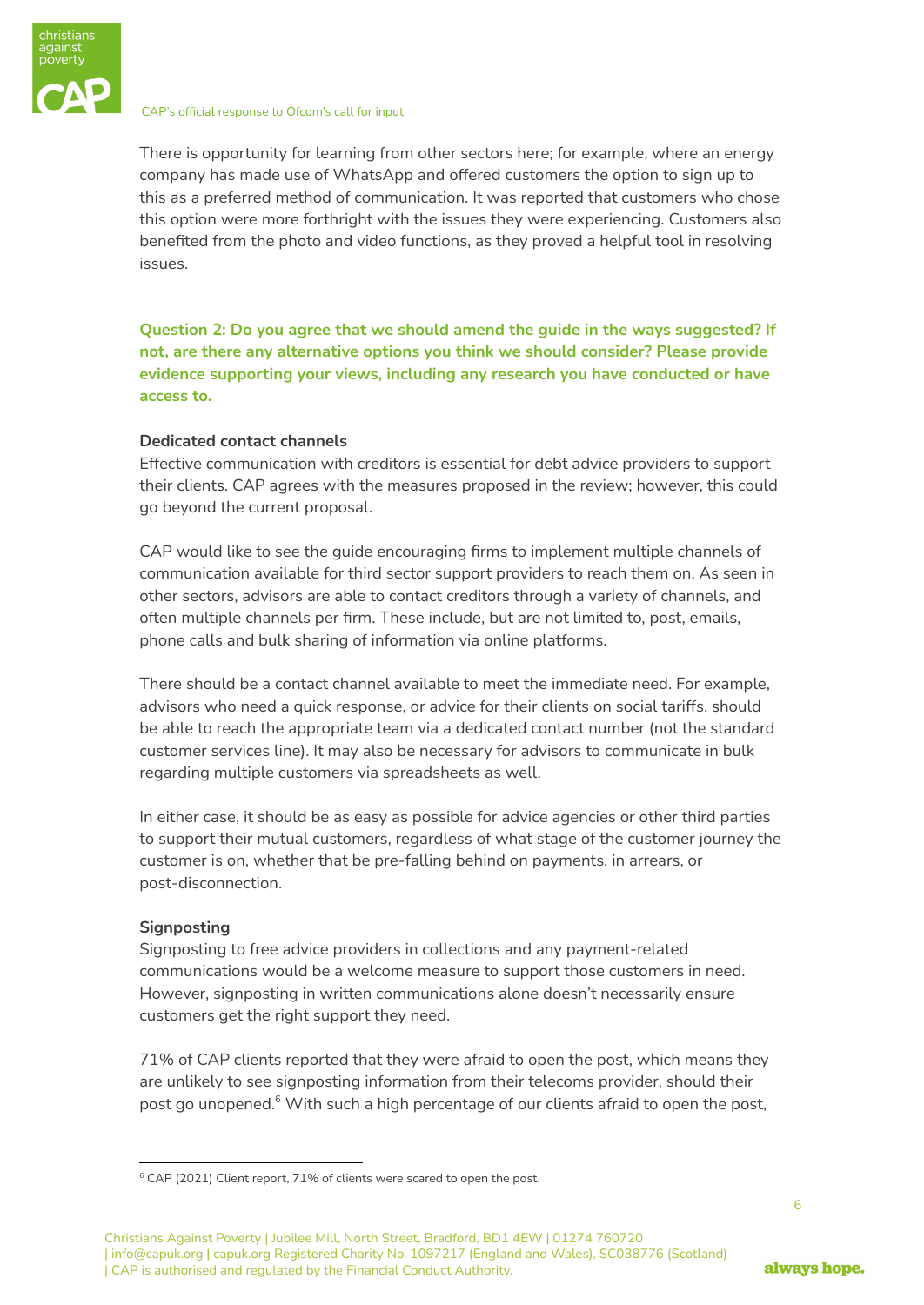There is opportunity for learning from other sectors here; for example, where an energy company has made use of WhatsApp and offered customers the option to sign up to this as a preferred method of communication. It was reported that customers who chose this option were more forthright with the issues they were experiencing. Customers also benefited from the photo and video functions, as they proved a helpful tool in resolving issues.

**Question 2: Do you agree that we should amend the guide in the ways suggested? If not, are there any alternative options you think we should consider? Please provide evidence supporting your views, including any research you have conducted or have access to.**

**Dedicated contact channels**

Effective communication with creditors is essential for debt advice providers to support their clients. CAP agrees with the measures proposed in the review; however, this could go beyond the current proposal.

CAP would like to see the guide encouraging firms to implement multiple channels of communication available for third sector support providers to reach them on. As seen in other sectors, advisors are able to contact creditors through a variety of channels, and often multiple channels per firm. These include, but are not limited to, post, emails, phone calls and bulk sharing of information via online platforms.

There should be a contact channel available to meet the immediate need. For example, advisors who need a quick response, or advice for their clients on social tariffs, should be able to reach the appropriate team via a dedicated contact number (not the standard customer services line). It may also be necessary for advisors to communicate in bulk regarding multiple customers via spreadsheets as well.

In either case, it should be as easy as possible for advice agencies or other third parties to support their mutual customers, regardless of what stage of the customer journey the customer is on, whether that be pre-falling behind on payments, in arrears, or post-disconnection.

**Signposting**

Signposting to free advice providers in collections and any payment-related communications would be a welcome measure to support those customers in need. However, signposting in written communications alone doesn't necessarily ensure customers get the right support they need.

71% of CAP clients reported that they were afraid to open the post, which means they are unlikely to see signposting information from their telecoms provider, should their post go unopened.[6] With such a high percentage of our clients afraid to open the post,

[6] CAP (2021) Client report, 71% of clients were scared to open the post.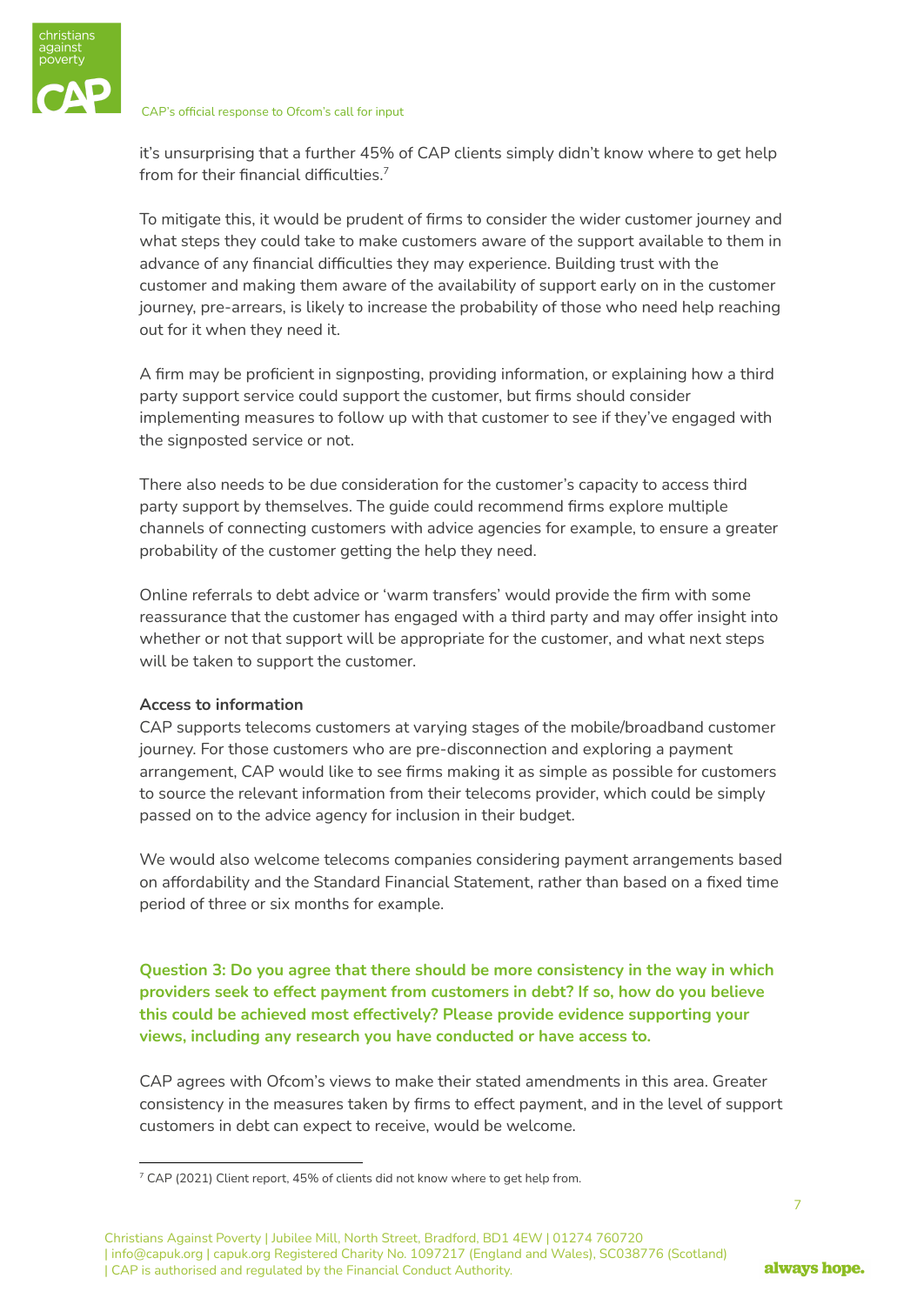it's unsurprising that a further 45% of CAP clients simply didn't know where to get help from for their financial difficulties.[7]

To mitigate this, it would be prudent of firms to consider the wider customer journey and what steps they could take to make customers aware of the support available to them in advance of any financial difficulties they may experience. Building trust with the customer and making them aware of the availability of support early on in the customer journey, pre-arrears, is likely to increase the probability of those who need help reaching out for it when they need it.

A firm may be proficient in signposting, providing information, or explaining how a third party support service could support the customer, but firms should consider implementing measures to follow up with that customer to see if they've engaged with the signposted service or not.

There also needs to be due consideration for the customer's capacity to access third party support by themselves. The guide could recommend firms explore multiple channels of connecting customers with advice agencies for example, to ensure a greater probability of the customer getting the help they need.

Online referrals to debt advice or 'warm transfers' would provide the firm with some reassurance that the customer has engaged with a third party and may offer insight into whether or not that support will be appropriate for the customer, and what next steps will be taken to support the customer.

**Access to information**

CAP supports telecoms customers at varying stages of the mobile/broadband customer journey. For those customers who are pre-disconnection and exploring a payment arrangement, CAP would like to see firms making it as simple as possible for customers to source the relevant information from their telecoms provider, which could be simply passed on to the advice agency for inclusion in their budget.

We would also welcome telecoms companies considering payment arrangements based on affordability and the Standard Financial Statement, rather than based on a fixed time period of three or six months for example.

**Question 3: Do you agree that there should be more consistency in the way in which providers seek to effect payment from customers in debt? If so, how do you believe this could be achieved most effectively? Please provide evidence supporting your views, including any research you have conducted or have access to.**

CAP agrees with Ofcom's views to make their stated amendments in this area. Greater consistency in the measures taken by firms to effect payment, and in the level of support customers in debt can expect to receive, would be welcome.

---

[7] CAP (2021) Client report, 45% of clients did not know where to get help from.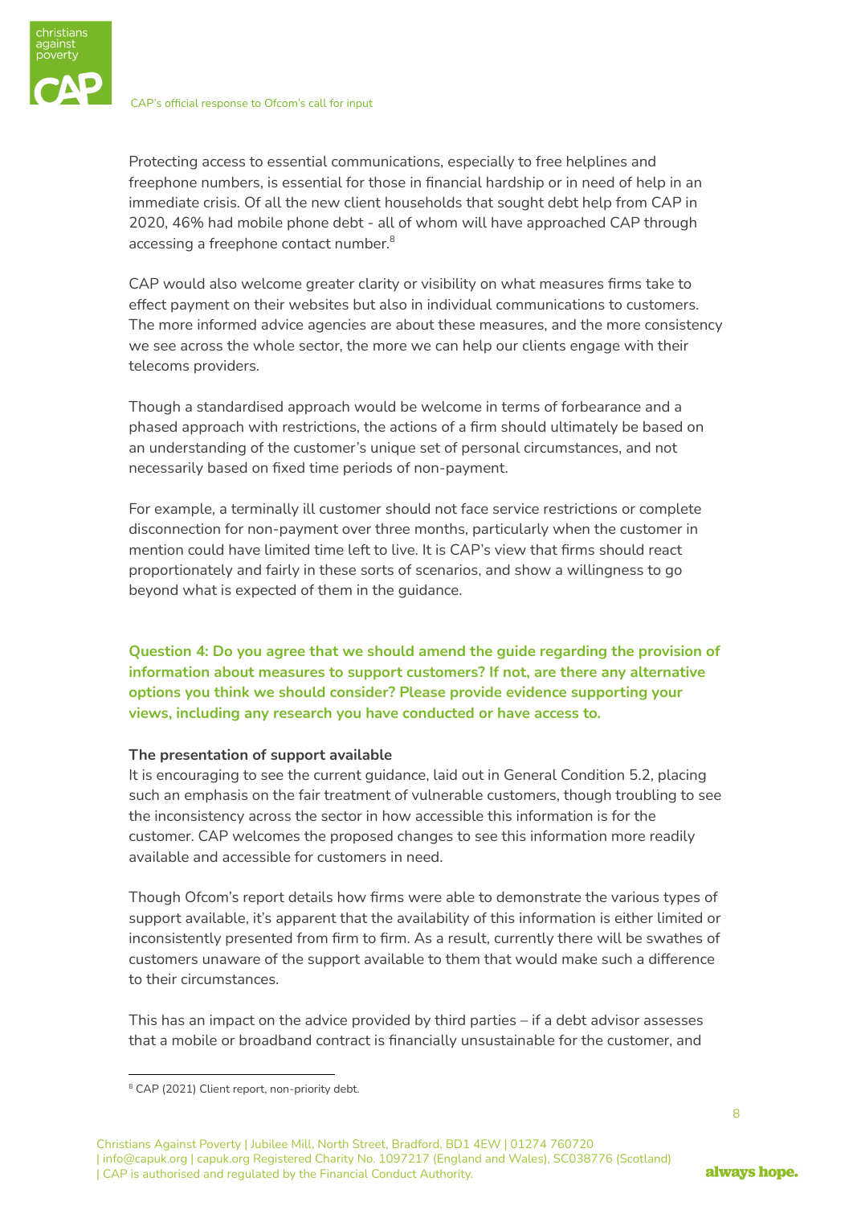Protecting access to essential communications, especially to free helplines and freephone numbers, is essential for those in financial hardship or in need of help in an immediate crisis. Of all the new client households that sought debt help from CAP in 2020, 46% had mobile phone debt - all of whom will have approached CAP through accessing a freephone contact number.[8]

CAP would also welcome greater clarity or visibility on what measures firms take to effect payment on their websites but also in individual communications to customers. The more informed advice agencies are about these measures, and the more consistency we see across the whole sector, the more we can help our clients engage with their telecoms providers.

Though a standardised approach would be welcome in terms of forbearance and a phased approach with restrictions, the actions of a firm should ultimately be based on an understanding of the customer's unique set of personal circumstances, and not necessarily based on fixed time periods of non-payment.

For example, a terminally ill customer should not face service restrictions or complete disconnection for non-payment over three months, particularly when the customer in mention could have limited time left to live. It is CAP's view that firms should react proportionately and fairly in these sorts of scenarios, and show a willingness to go beyond what is expected of them in the guidance.

**Question 4: Do you agree that we should amend the guide regarding the provision of information about measures to support customers? If not, are there any alternative options you think we should consider? Please provide evidence supporting your views, including any research you have conducted or have access to.**

**The presentation of support available**

It is encouraging to see the current guidance, laid out in General Condition 5.2, placing such an emphasis on the fair treatment of vulnerable customers, though troubling to see the inconsistency across the sector in how accessible this information is for the customer. CAP welcomes the proposed changes to see this information more readily available and accessible for customers in need.

Though Ofcom's report details how firms were able to demonstrate the various types of support available, it's apparent that the availability of this information is either limited or inconsistently presented from firm to firm. As a result, currently there will be swathes of customers unaware of the support available to them that would make such a difference to their circumstances.

This has an impact on the advice provided by third parties – if a debt advisor assesses that a mobile or broadband contract is financially unsustainable for the customer, and

[8] CAP (2021) Client report, non-priority debt.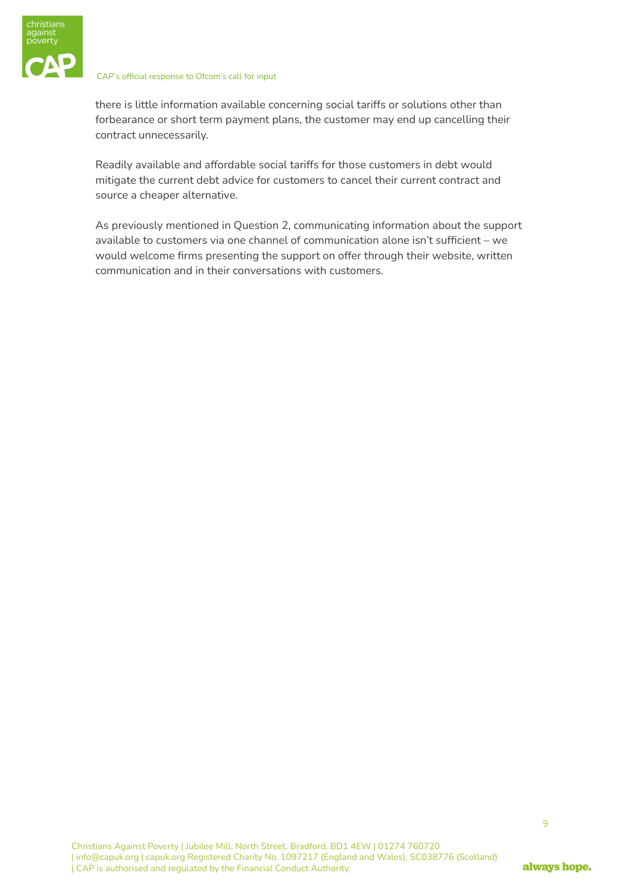there is little information available concerning social tariffs or solutions other than forbearance or short term payment plans, the customer may end up cancelling their contract unnecessarily.

Readily available and affordable social tariffs for those customers in debt would mitigate the current debt advice for customers to cancel their current contract and source a cheaper alternative.

As previously mentioned in Question 2, communicating information about the support available to customers via one channel of communication alone isn't sufficient – we would welcome firms presenting the support on offer through their website, written communication and in their conversations with customers.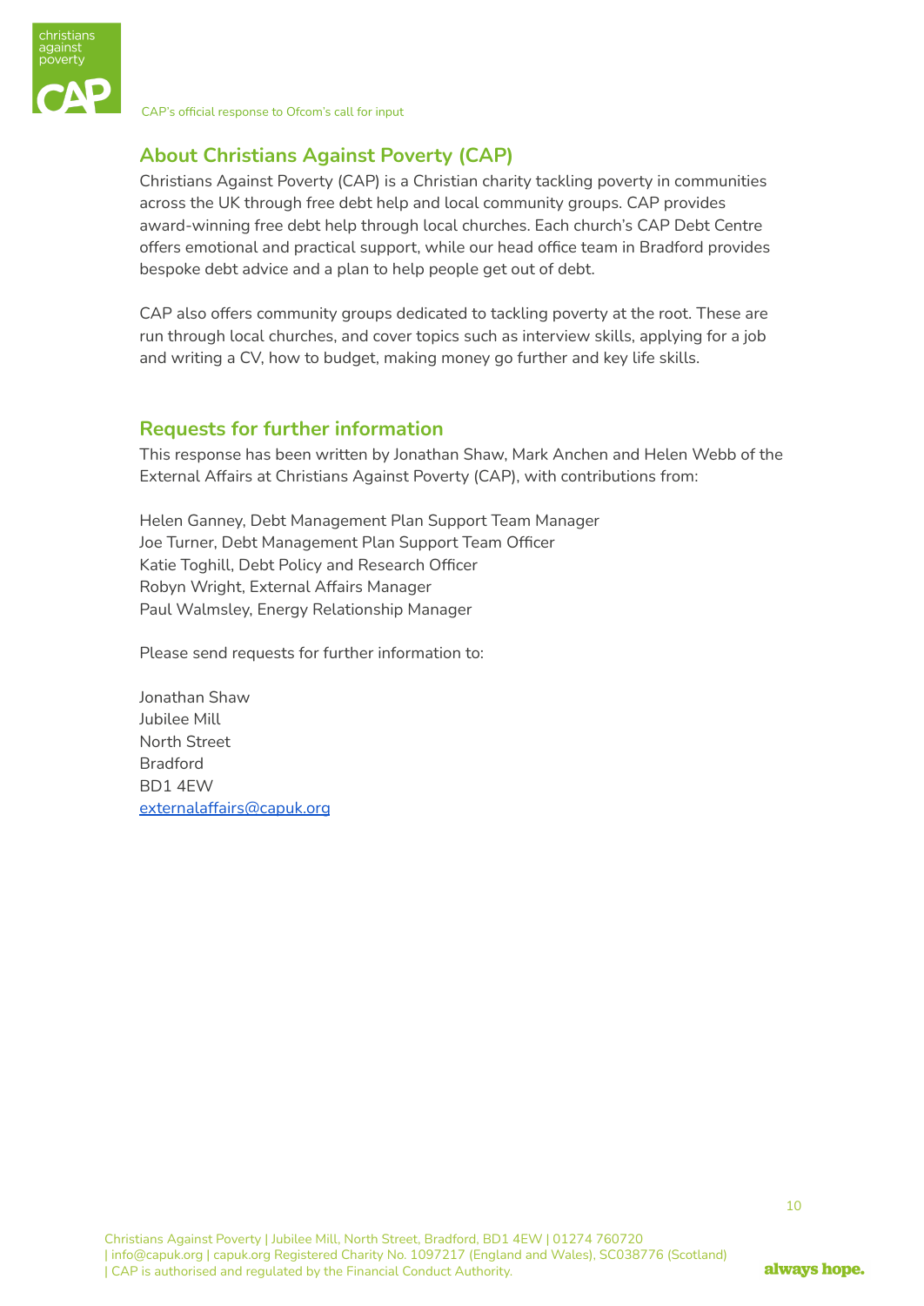## About Christians Against Poverty (CAP)

Christians Against Poverty (CAP) is a Christian charity tackling poverty in communities across the UK through free debt help and local community groups. CAP provides award-winning free debt help through local churches. Each church's CAP Debt Centre offers emotional and practical support, while our head office team in Bradford provides bespoke debt advice and a plan to help people get out of debt.

CAP also offers community groups dedicated to tackling poverty at the root. These are run through local churches, and cover topics such as interview skills, applying for a job and writing a CV, how to budget, making money go further and key life skills.

## Requests for further information

This response has been written by Jonathan Shaw, Mark Anchen and Helen Webb of the External Affairs at Christians Against Poverty (CAP), with contributions from:

Helen Ganney, Debt Management Plan Support Team Manager
Joe Turner, Debt Management Plan Support Team Officer
Katie Toghill, Debt Policy and Research Officer
Robyn Wright, External Affairs Manager
Paul Walmsley, Energy Relationship Manager

Please send requests for further information to:

Jonathan Shaw
Jubilee Mill
North Street
Bradford
BD1 4EW
externalaffairs@capuk.org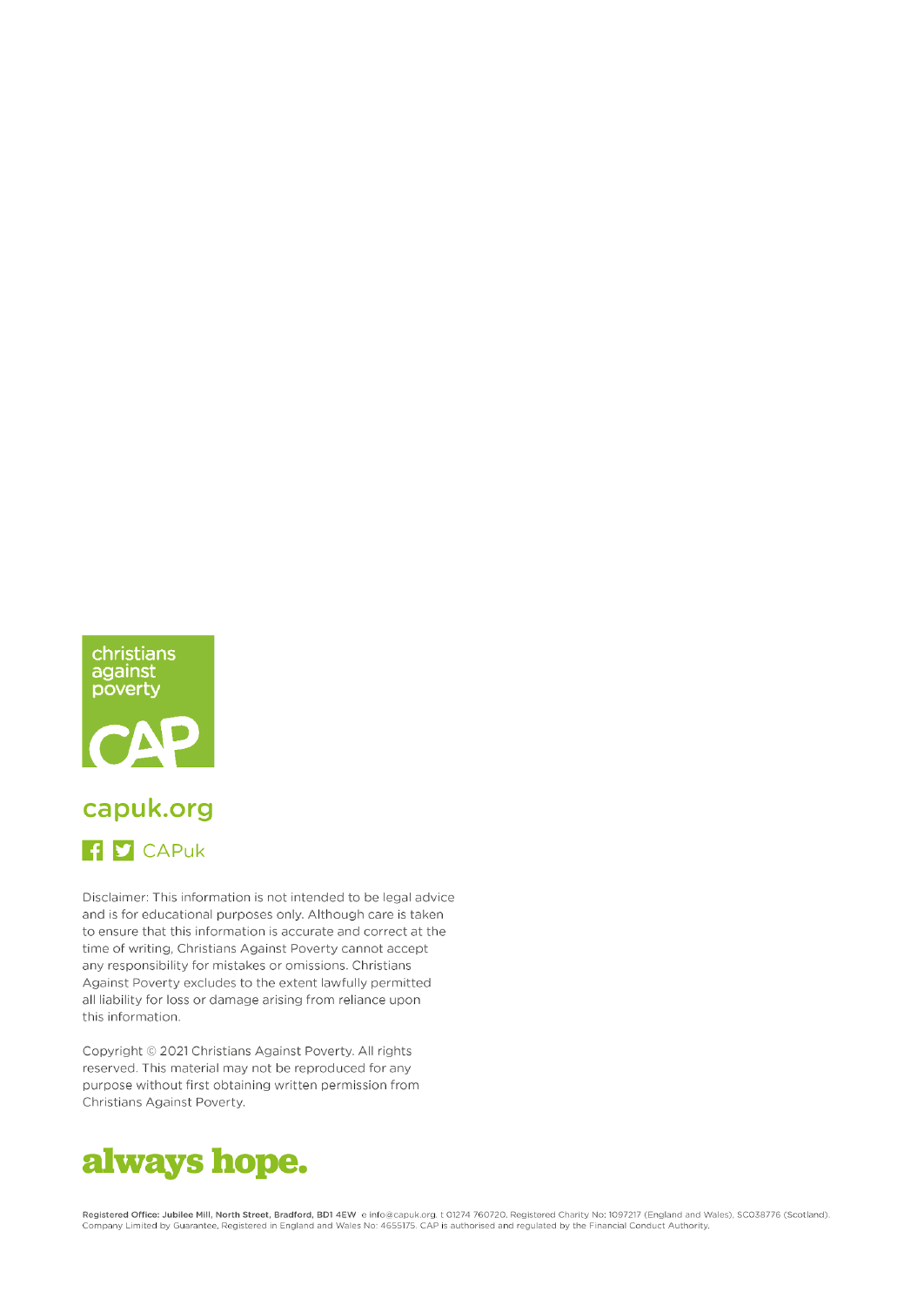christians
against
poverty

CAP

capuk.org

CAPuk

Disclaimer: This information is not intended to be legal advice and is for educational purposes only. Although care is taken to ensure that this information is accurate and correct at the time of writing, Christians Against Poverty cannot accept any responsibility for mistakes or omissions. Christians Against Poverty excludes to the extent lawfully permitted all liability for loss or damage arising from reliance upon this information.

Copyright © 2021 Christians Against Poverty. All rights reserved. This material may not be reproduced for any purpose without first obtaining written permission from Christians Against Poverty.

**always hope.**

**Registered Office: Jubilee Mill, North Street, Bradford, BD1 4EW** e info@capuk.org t 01274 760720. Registered Charity No: 1097217 (England and Wales), SC038776 (Scotland). Company Limited by Guarantee, Registered in England and Wales No: 4655175. CAP is authorised and regulated by the Financial Conduct Authority.